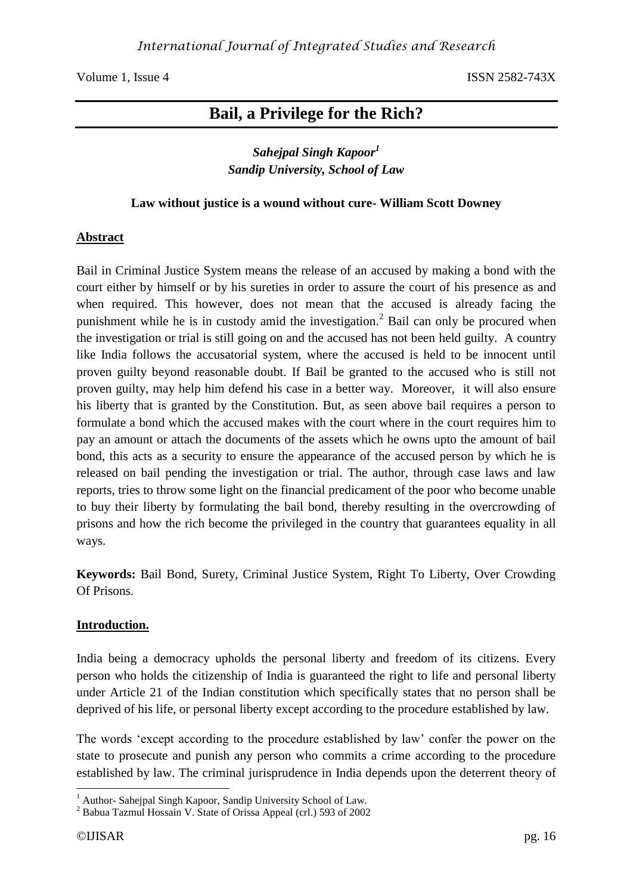# Bail, a Privilege for the Rich?

***Sahejpal Singh Kapoor*[1]**
***Sandip University, School of Law***

**Law without justice is a wound without cure- William Scott Downey**

## Abstract

Bail in Criminal Justice System means the release of an accused by making a bond with the court either by himself or by his sureties in order to assure the court of his presence as and when required. This however, does not mean that the accused is already facing the punishment while he is in custody amid the investigation.[2] Bail can only be procured when the investigation or trial is still going on and the accused has not been held guilty. A country like India follows the accusatorial system, where the accused is held to be innocent until proven guilty beyond reasonable doubt. If Bail be granted to the accused who is still not proven guilty, may help him defend his case in a better way. Moreover, it will also ensure his liberty that is granted by the Constitution. But, as seen above bail requires a person to formulate a bond which the accused makes with the court where in the court requires him to pay an amount or attach the documents of the assets which he owns upto the amount of bail bond, this acts as a security to ensure the appearance of the accused person by which he is released on bail pending the investigation or trial. The author, through case laws and law reports, tries to throw some light on the financial predicament of the poor who become unable to buy their liberty by formulating the bail bond, thereby resulting in the overcrowding of prisons and how the rich become the privileged in the country that guarantees equality in all ways.

**Keywords:** Bail Bond, Surety, Criminal Justice System, Right To Liberty, Over Crowding Of Prisons.

## Introduction.

India being a democracy upholds the personal liberty and freedom of its citizens. Every person who holds the citizenship of India is guaranteed the right to life and personal liberty under Article 21 of the Indian constitution which specifically states that no person shall be deprived of his life, or personal liberty except according to the procedure established by law.

The words 'except according to the procedure established by law' confer the power on the state to prosecute and punish any person who commits a crime according to the procedure established by law. The criminal jurisprudence in India depends upon the deterrent theory of

---

[1] Author- Sahejpal Singh Kapoor, Sandip University School of Law.

[2] Babua Tazmul Hossain V. State of Orissa Appeal (crl.) 593 of 2002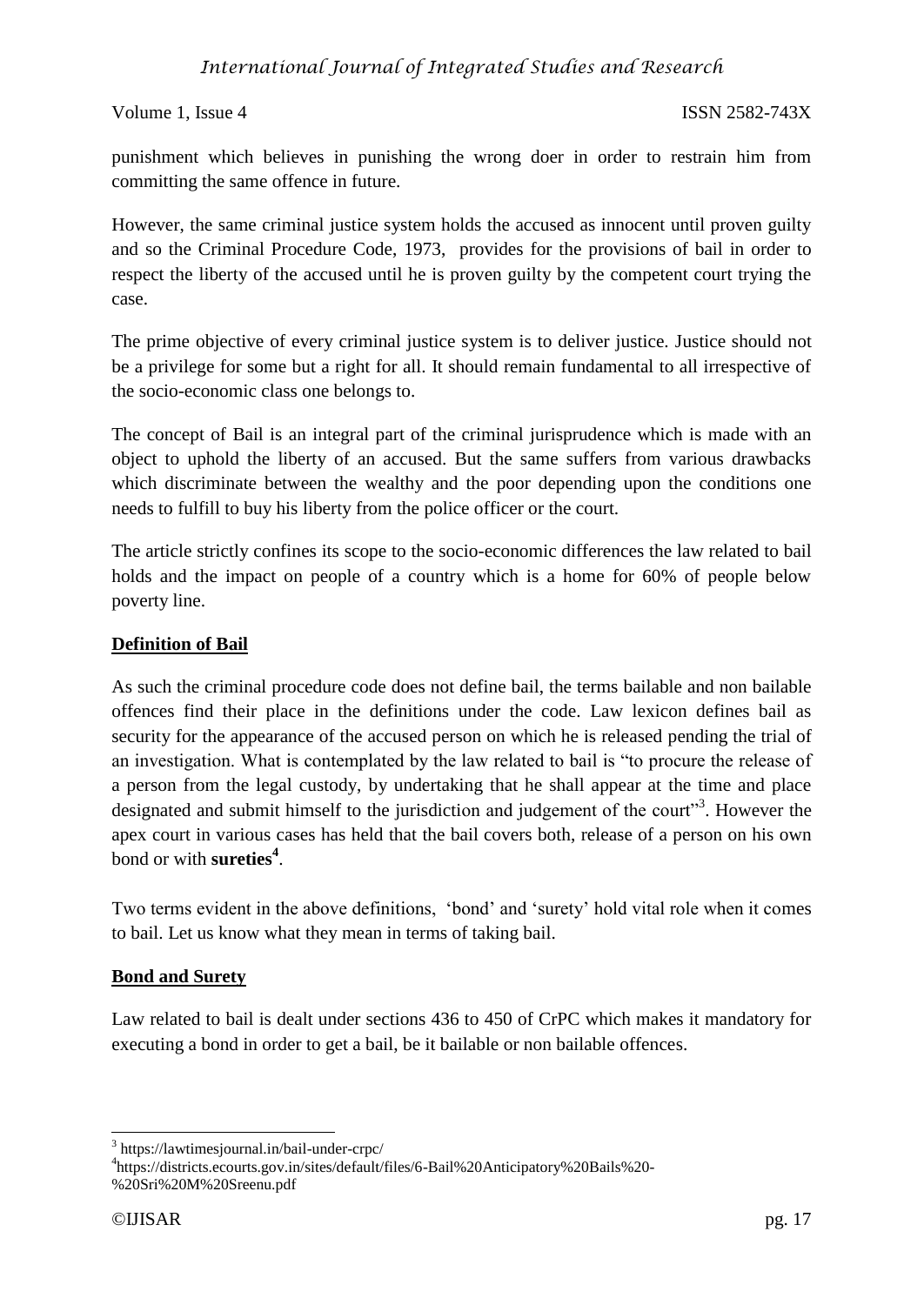punishment which believes in punishing the wrong doer in order to restrain him from committing the same offence in future.

However, the same criminal justice system holds the accused as innocent until proven guilty and so the Criminal Procedure Code, 1973, provides for the provisions of bail in order to respect the liberty of the accused until he is proven guilty by the competent court trying the case.

The prime objective of every criminal justice system is to deliver justice. Justice should not be a privilege for some but a right for all. It should remain fundamental to all irrespective of the socio-economic class one belongs to.

The concept of Bail is an integral part of the criminal jurisprudence which is made with an object to uphold the liberty of an accused. But the same suffers from various drawbacks which discriminate between the wealthy and the poor depending upon the conditions one needs to fulfill to buy his liberty from the police officer or the court.

The article strictly confines its scope to the socio-economic differences the law related to bail holds and the impact on people of a country which is a home for 60% of people below poverty line.

## **Definition of Bail**

As such the criminal procedure code does not define bail, the terms bailable and non bailable offences find their place in the definitions under the code. Law lexicon defines bail as security for the appearance of the accused person on which he is released pending the trial of an investigation. What is contemplated by the law related to bail is "to procure the release of a person from the legal custody, by undertaking that he shall appear at the time and place designated and submit himself to the jurisdiction and judgement of the court"[3]. However the apex court in various cases has held that the bail covers both, release of a person on his own bond or with **sureties**[4].

Two terms evident in the above definitions, 'bond' and 'surety' hold vital role when it comes to bail. Let us know what they mean in terms of taking bail.

## **Bond and Surety**

Law related to bail is dealt under sections 436 to 450 of CrPC which makes it mandatory for executing a bond in order to get a bail, be it bailable or non bailable offences.

---

[3] https://lawtimesjournal.in/bail-under-crpc/

[4] https://districts.ecourts.gov.in/sites/default/files/6-Bail%20Anticipatory%20Bails%20-%20Sri%20M%20Sreenu.pdf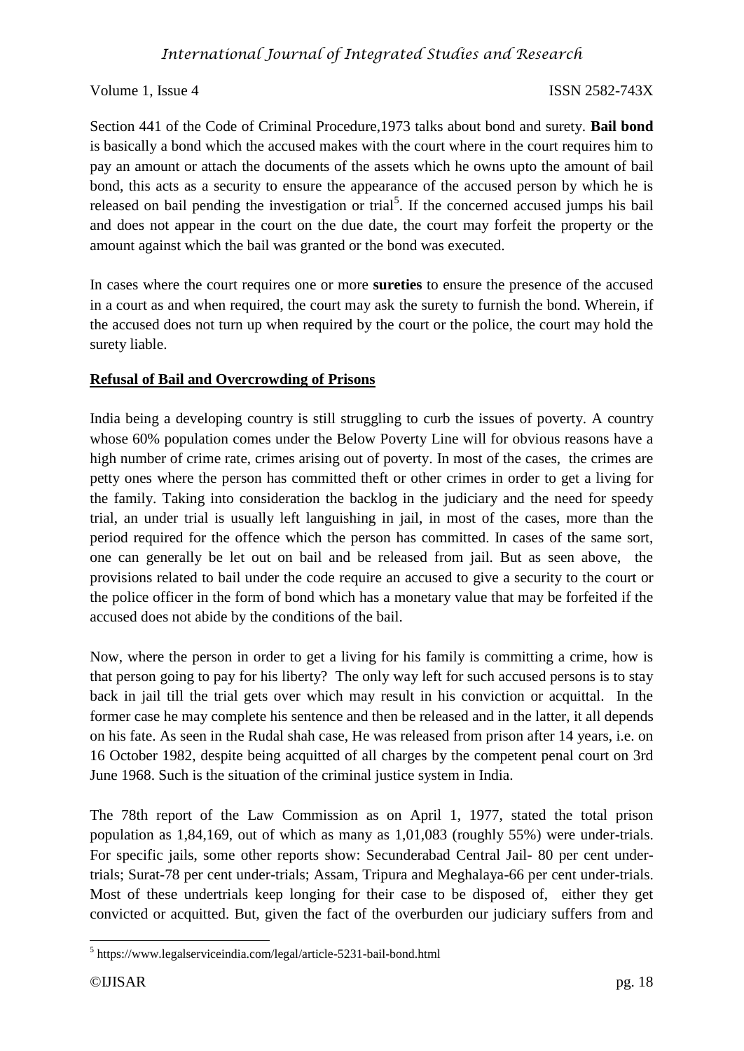Section 441 of the Code of Criminal Procedure,1973 talks about bond and surety. **Bail bond** is basically a bond which the accused makes with the court where in the court requires him to pay an amount or attach the documents of the assets which he owns upto the amount of bail bond, this acts as a security to ensure the appearance of the accused person by which he is released on bail pending the investigation or trial[5]. If the concerned accused jumps his bail and does not appear in the court on the due date, the court may forfeit the property or the amount against which the bail was granted or the bond was executed.

In cases where the court requires one or more **sureties** to ensure the presence of the accused in a court as and when required, the court may ask the surety to furnish the bond. Wherein, if the accused does not turn up when required by the court or the police, the court may hold the surety liable.

## Refusal of Bail and Overcrowding of Prisons

India being a developing country is still struggling to curb the issues of poverty. A country whose 60% population comes under the Below Poverty Line will for obvious reasons have a high number of crime rate, crimes arising out of poverty. In most of the cases, the crimes are petty ones where the person has committed theft or other crimes in order to get a living for the family. Taking into consideration the backlog in the judiciary and the need for speedy trial, an under trial is usually left languishing in jail, in most of the cases, more than the period required for the offence which the person has committed. In cases of the same sort, one can generally be let out on bail and be released from jail. But as seen above, the provisions related to bail under the code require an accused to give a security to the court or the police officer in the form of bond which has a monetary value that may be forfeited if the accused does not abide by the conditions of the bail.

Now, where the person in order to get a living for his family is committing a crime, how is that person going to pay for his liberty? The only way left for such accused persons is to stay back in jail till the trial gets over which may result in his conviction or acquittal. In the former case he may complete his sentence and then be released and in the latter, it all depends on his fate. As seen in the Rudal shah case, He was released from prison after 14 years, i.e. on 16 October 1982, despite being acquitted of all charges by the competent penal court on 3rd June 1968. Such is the situation of the criminal justice system in India.

The 78th report of the Law Commission as on April 1, 1977, stated the total prison population as 1,84,169, out of which as many as 1,01,083 (roughly 55%) were under-trials. For specific jails, some other reports show: Secunderabad Central Jail- 80 per cent under-trials; Surat-78 per cent under-trials; Assam, Tripura and Meghalaya-66 per cent under-trials. Most of these undertrials keep longing for their case to be disposed of, either they get convicted or acquitted. But, given the fact of the overburden our judiciary suffers from and

[5] https://www.legalserviceindia.com/legal/article-5231-bail-bond.html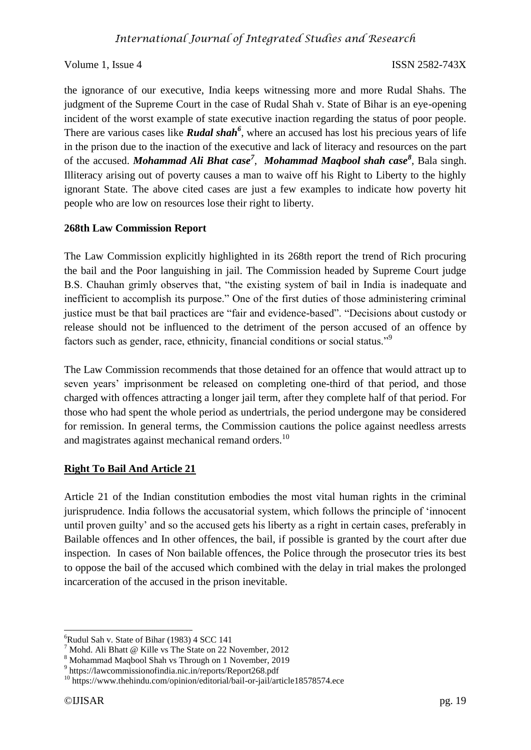the ignorance of our executive, India keeps witnessing more and more Rudal Shahs. The judgment of the Supreme Court in the case of Rudal Shah v. State of Bihar is an eye-opening incident of the worst example of state executive inaction regarding the status of poor people. There are various cases like ***Rudal shah***[6], where an accused has lost his precious years of life in the prison due to the inaction of the executive and lack of literacy and resources on the part of the accused. ***Mohammad Ali Bhat case***[7], ***Mohammad Maqbool shah case***[8], Bala singh. Illiteracy arising out of poverty causes a man to waive off his Right to Liberty to the highly ignorant State. The above cited cases are just a few examples to indicate how poverty hit people who are low on resources lose their right to liberty.

**268th Law Commission Report**

The Law Commission explicitly highlighted in its 268th report the trend of Rich procuring the bail and the Poor languishing in jail. The Commission headed by Supreme Court judge B.S. Chauhan grimly observes that, "the existing system of bail in India is inadequate and inefficient to accomplish its purpose." One of the first duties of those administering criminal justice must be that bail practices are "fair and evidence-based". "Decisions about custody or release should not be influenced to the detriment of the person accused of an offence by factors such as gender, race, ethnicity, financial conditions or social status."[9]

The Law Commission recommends that those detained for an offence that would attract up to seven years' imprisonment be released on completing one-third of that period, and those charged with offences attracting a longer jail term, after they complete half of that period. For those who had spent the whole period as undertrials, the period undergone may be considered for remission. In general terms, the Commission cautions the police against needless arrests and magistrates against mechanical remand orders.[10]

## Right To Bail And Article 21

Article 21 of the Indian constitution embodies the most vital human rights in the criminal jurisprudence. India follows the accusatorial system, which follows the principle of 'innocent until proven guilty' and so the accused gets his liberty as a right in certain cases, preferably in Bailable offences and In other offences, the bail, if possible is granted by the court after due inspection. In cases of Non bailable offences, the Police through the prosecutor tries its best to oppose the bail of the accused which combined with the delay in trial makes the prolonged incarceration of the accused in the prison inevitable.

---

[6] Rudul Sah v. State of Bihar (1983) 4 SCC 141

[7] Mohd. Ali Bhatt @ Kille vs The State on 22 November, 2012

[8] Mohammad Maqbool Shah vs Through on 1 November, 2019

[9] https://lawcommissionofindia.nic.in/reports/Report268.pdf

[10] https://www.thehindu.com/opinion/editorial/bail-or-jail/article18578574.ece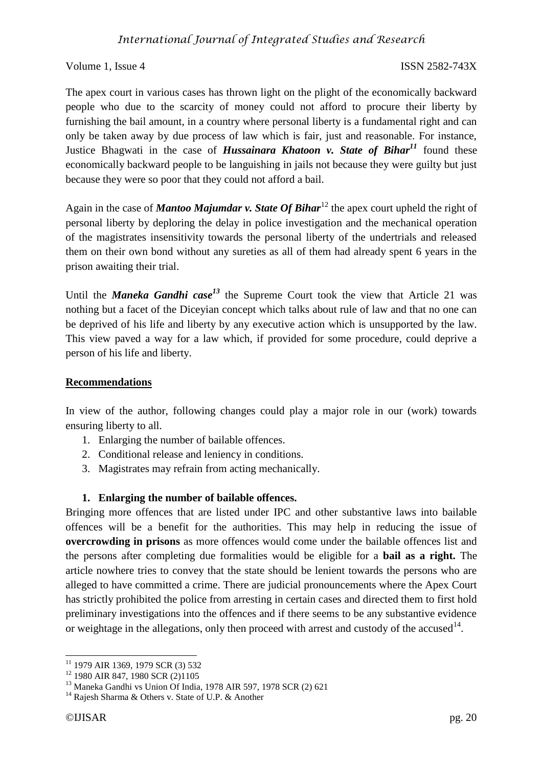The apex court in various cases has thrown light on the plight of the economically backward people who due to the scarcity of money could not afford to procure their liberty by furnishing the bail amount, in a country where personal liberty is a fundamental right and can only be taken away by due process of law which is fair, just and reasonable. For instance, Justice Bhagwati in the case of ***Hussainara Khatoon v. State of Bihar***[11] found these economically backward people to be languishing in jails not because they were guilty but just because they were so poor that they could not afford a bail.

Again in the case of ***Mantoo Majumdar v. State Of Bihar***[12] the apex court upheld the right of personal liberty by deploring the delay in police investigation and the mechanical operation of the magistrates insensitivity towards the personal liberty of the undertrials and released them on their own bond without any sureties as all of them had already spent 6 years in the prison awaiting their trial.

Until the ***Maneka Gandhi case***[13] the Supreme Court took the view that Article 21 was nothing but a facet of the Diceyian concept which talks about rule of law and that no one can be deprived of his life and liberty by any executive action which is unsupported by the law. This view paved a way for a law which, if provided for some procedure, could deprive a person of his life and liberty.

## Recommendations

In view of the author, following changes could play a major role in our (work) towards ensuring liberty to all.

1. Enlarging the number of bailable offences.
2. Conditional release and leniency in conditions.
3. Magistrates may refrain from acting mechanically.

### 1. Enlarging the number of bailable offences.

Bringing more offences that are listed under IPC and other substantive laws into bailable offences will be a benefit for the authorities. This may help in reducing the issue of **overcrowding in prisons** as more offences would come under the bailable offences list and the persons after completing due formalities would be eligible for a **bail as a right.** The article nowhere tries to convey that the state should be lenient towards the persons who are alleged to have committed a crime. There are judicial pronouncements where the Apex Court has strictly prohibited the police from arresting in certain cases and directed them to first hold preliminary investigations into the offences and if there seems to be any substantive evidence or weightage in the allegations, only then proceed with arrest and custody of the accused[14].

---

[11] 1979 AIR 1369, 1979 SCR (3) 532

[12] 1980 AIR 847, 1980 SCR (2)1105

[13] Maneka Gandhi vs Union Of India, 1978 AIR 597, 1978 SCR (2) 621

[14] Rajesh Sharma & Others v. State of U.P. & Another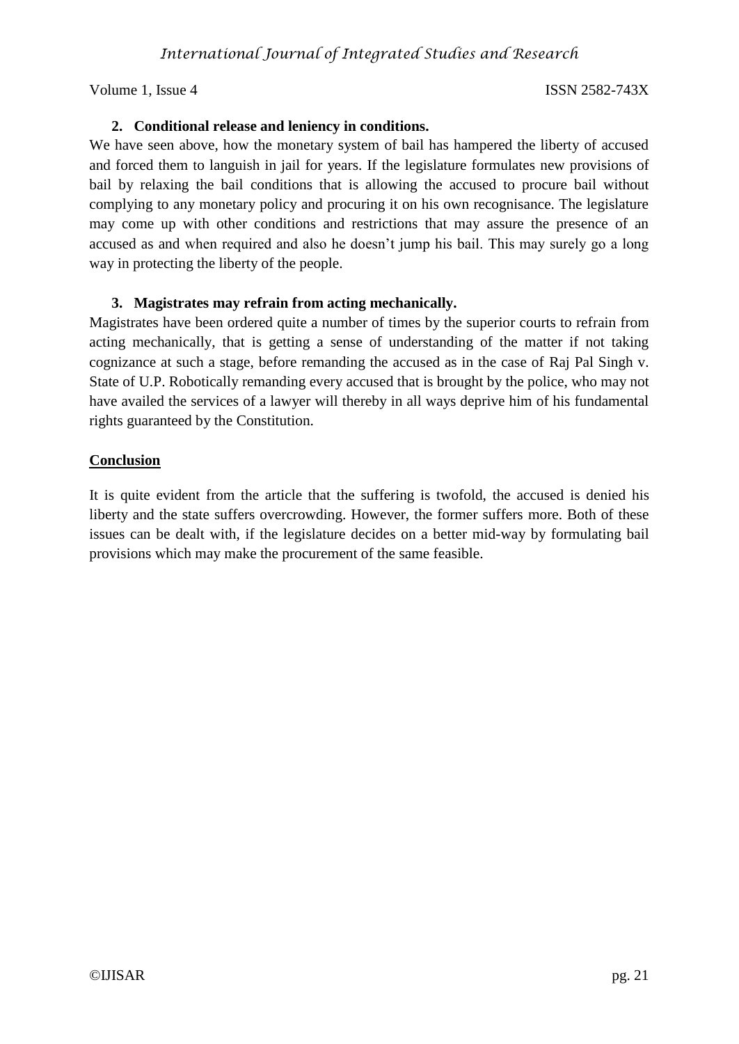**2. Conditional release and leniency in conditions.**

We have seen above, how the monetary system of bail has hampered the liberty of accused and forced them to languish in jail for years. If the legislature formulates new provisions of bail by relaxing the bail conditions that is allowing the accused to procure bail without complying to any monetary policy and procuring it on his own recognisance. The legislature may come up with other conditions and restrictions that may assure the presence of an accused as and when required and also he doesn't jump his bail. This may surely go a long way in protecting the liberty of the people.

**3. Magistrates may refrain from acting mechanically.**

Magistrates have been ordered quite a number of times by the superior courts to refrain from acting mechanically, that is getting a sense of understanding of the matter if not taking cognizance at such a stage, before remanding the accused as in the case of Raj Pal Singh v. State of U.P. Robotically remanding every accused that is brought by the police, who may not have availed the services of a lawyer will thereby in all ways deprive him of his fundamental rights guaranteed by the Constitution.

## Conclusion

It is quite evident from the article that the suffering is twofold, the accused is denied his liberty and the state suffers overcrowding. However, the former suffers more. Both of these issues can be dealt with, if the legislature decides on a better mid-way by formulating bail provisions which may make the procurement of the same feasible.